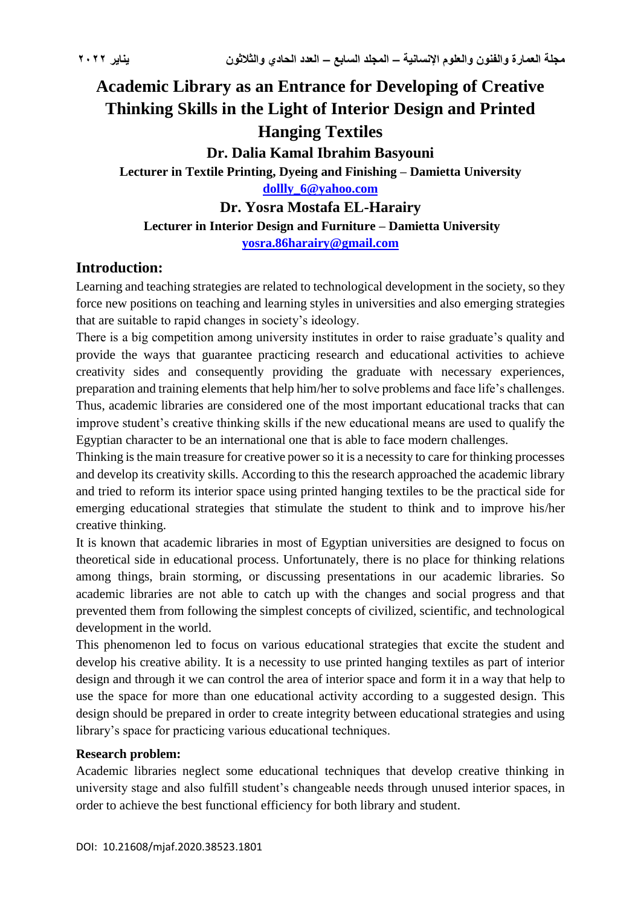# Academic Library as an Entrance for Developing of Creative Thinking Skills in the Light of Interior Design and Printed Hanging Textiles

**Dr. Dalia Kamal Ibrahim Basyouni**

**Lecturer in Textile Printing, Dyeing and Finishing – Damietta University**

**dollly_6@yahoo.com**

**Dr. Yosra Mostafa EL-Harairy**

**Lecturer in Interior Design and Furniture – Damietta University**

**yosra.86harairy@gmail.com**

## Introduction:

Learning and teaching strategies are related to technological development in the society, so they force new positions on teaching and learning styles in universities and also emerging strategies that are suitable to rapid changes in society's ideology.

There is a big competition among university institutes in order to raise graduate's quality and provide the ways that guarantee practicing research and educational activities to achieve creativity sides and consequently providing the graduate with necessary experiences, preparation and training elements that help him/her to solve problems and face life's challenges. Thus, academic libraries are considered one of the most important educational tracks that can improve student's creative thinking skills if the new educational means are used to qualify the Egyptian character to be an international one that is able to face modern challenges.

Thinking is the main treasure for creative power so it is a necessity to care for thinking processes and develop its creativity skills. According to this the research approached the academic library and tried to reform its interior space using printed hanging textiles to be the practical side for emerging educational strategies that stimulate the student to think and to improve his/her creative thinking.

It is known that academic libraries in most of Egyptian universities are designed to focus on theoretical side in educational process. Unfortunately, there is no place for thinking relations among things, brain storming, or discussing presentations in our academic libraries. So academic libraries are not able to catch up with the changes and social progress and that prevented them from following the simplest concepts of civilized, scientific, and technological development in the world.

This phenomenon led to focus on various educational strategies that excite the student and develop his creative ability. It is a necessity to use printed hanging textiles as part of interior design and through it we can control the area of interior space and form it in a way that help to use the space for more than one educational activity according to a suggested design. This design should be prepared in order to create integrity between educational strategies and using library's space for practicing various educational techniques.

**Research problem:**

Academic libraries neglect some educational techniques that develop creative thinking in university stage and also fulfill student's changeable needs through unused interior spaces, in order to achieve the best functional efficiency for both library and student.

DOI: 10.21608/mjaf.2020.38523.1801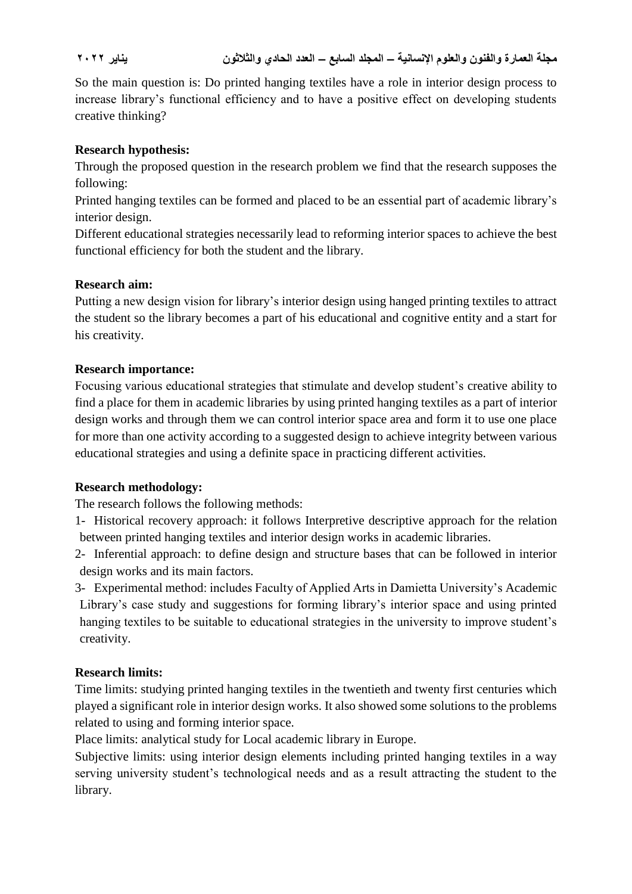So the main question is: Do printed hanging textiles have a role in interior design process to increase library's functional efficiency and to have a positive effect on developing students creative thinking?

**Research hypothesis:**

Through the proposed question in the research problem we find that the research supposes the following:

Printed hanging textiles can be formed and placed to be an essential part of academic library's interior design.

Different educational strategies necessarily lead to reforming interior spaces to achieve the best functional efficiency for both the student and the library.

**Research aim:**

Putting a new design vision for library's interior design using hanged printing textiles to attract the student so the library becomes a part of his educational and cognitive entity and a start for his creativity.

**Research importance:**

Focusing various educational strategies that stimulate and develop student's creative ability to find a place for them in academic libraries by using printed hanging textiles as a part of interior design works and through them we can control interior space area and form it to use one place for more than one activity according to a suggested design to achieve integrity between various educational strategies and using a definite space in practicing different activities.

**Research methodology:**

The research follows the following methods:

1- Historical recovery approach: it follows Interpretive descriptive approach for the relation between printed hanging textiles and interior design works in academic libraries.
2- Inferential approach: to define design and structure bases that can be followed in interior design works and its main factors.
3- Experimental method: includes Faculty of Applied Arts in Damietta University's Academic Library's case study and suggestions for forming library's interior space and using printed hanging textiles to be suitable to educational strategies in the university to improve student's creativity.

**Research limits:**

Time limits: studying printed hanging textiles in the twentieth and twenty first centuries which played a significant role in interior design works. It also showed some solutions to the problems related to using and forming interior space.

Place limits: analytical study for Local academic library in Europe.

Subjective limits: using interior design elements including printed hanging textiles in a way serving university student's technological needs and as a result attracting the student to the library.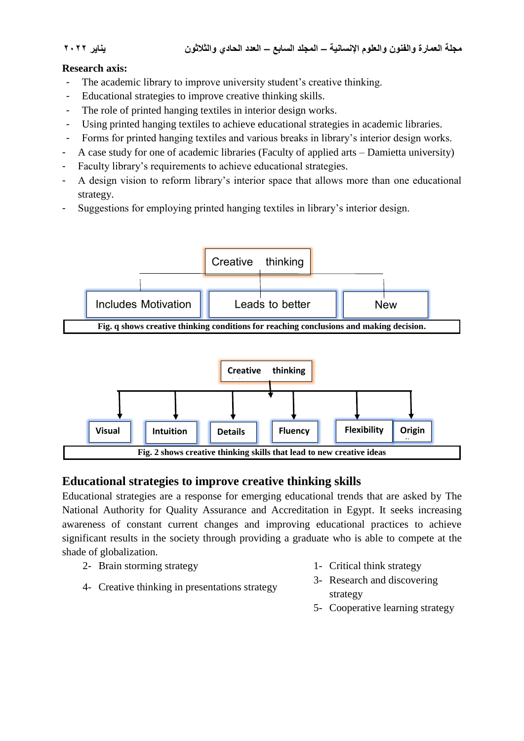**Research axis:**

- The academic library to improve university student's creative thinking.
- Educational strategies to improve creative thinking skills.
- The role of printed hanging textiles in interior design works.
- Using printed hanging textiles to achieve educational strategies in academic libraries.
- Forms for printed hanging textiles and various breaks in library's interior design works.
- A case study for one of academic libraries (Faculty of applied arts – Damietta university)
- Faculty library's requirements to achieve educational strategies.
- A design vision to reform library's interior space that allows more than one educational strategy.
- Suggestions for employing printed hanging textiles in library's interior design.

Creative thinking

Includes Motivation | Leads to better | New

**Fig. q shows creative thinking conditions for reaching conclusions and making decision.**

Creative thinking

Visual | Intuition | Details | Fluency | Flexibility | Origin

**Fig. 2 shows creative thinking skills that lead to new creative ideas**

## Educational strategies to improve creative thinking skills

Educational strategies are a response for emerging educational trends that are asked by The National Authority for Quality Assurance and Accreditation in Egypt. It seeks increasing awareness of constant current changes and improving educational practices to achieve significant results in the society through providing a graduate who is able to compete at the shade of globalization.

1- Critical think strategy
2- Brain storming strategy
3- Research and discovering strategy
4- Creative thinking in presentations strategy
5- Cooperative learning strategy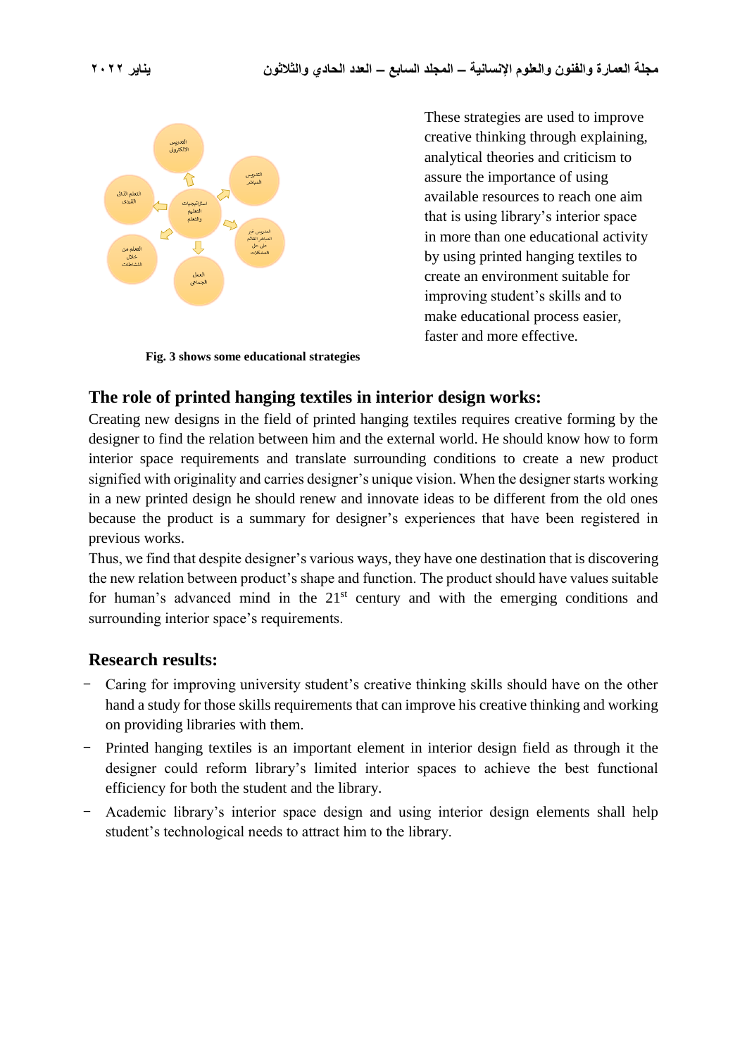These strategies are used to improve creative thinking through explaining, analytical theories and criticism to assure the importance of using available resources to reach one aim that is using library's interior space in more than one educational activity by using printed hanging textiles to create an environment suitable for improving student's skills and to make educational process easier, faster and more effective.

**Fig. 3 shows some educational strategies**

## The role of printed hanging textiles in interior design works:

Creating new designs in the field of printed hanging textiles requires creative forming by the designer to find the relation between him and the external world. He should know how to form interior space requirements and translate surrounding conditions to create a new product signified with originality and carries designer's unique vision. When the designer starts working in a new printed design he should renew and innovate ideas to be different from the old ones because the product is a summary for designer's experiences that have been registered in previous works.

Thus, we find that despite designer's various ways, they have one destination that is discovering the new relation between product's shape and function. The product should have values suitable for human's advanced mind in the 21st century and with the emerging conditions and surrounding interior space's requirements.

## Research results:

- Caring for improving university student's creative thinking skills should have on the other hand a study for those skills requirements that can improve his creative thinking and working on providing libraries with them.
- Printed hanging textiles is an important element in interior design field as through it the designer could reform library's limited interior spaces to achieve the best functional efficiency for both the student and the library.
- Academic library's interior space design and using interior design elements shall help student's technological needs to attract him to the library.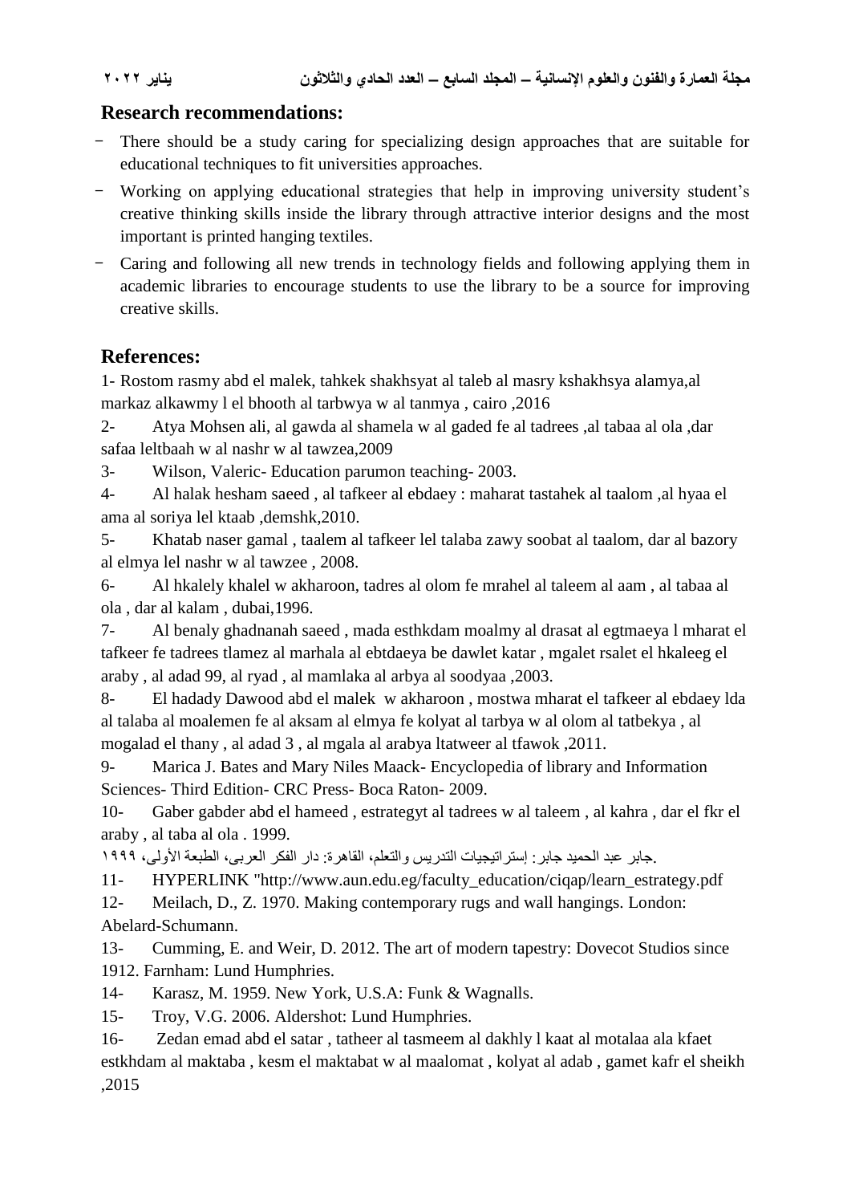## Research recommendations:

- There should be a study caring for specializing design approaches that are suitable for educational techniques to fit universities approaches.
- Working on applying educational strategies that help in improving university student's creative thinking skills inside the library through attractive interior designs and the most important is printed hanging textiles.
- Caring and following all new trends in technology fields and following applying them in academic libraries to encourage students to use the library to be a source for improving creative skills.

## References:

1- Rostom rasmy abd el malek, tahkek shakhsyat al taleb al masry kshakhsya alamya,al markaz alkawmy l el bhooth al tarbwya w al tanmya , cairo ,2016

2- Atya Mohsen ali, al gawda al shamela w al gaded fe al tadrees ,al tabaa al ola ,dar safaa leltbaah w al nashr w al tawzea,2009

3- Wilson, Valeric- Education parumon teaching- 2003.

4- Al halak hesham saeed , al tafkeer al ebdaey : maharat tastahek al taalom ,al hyaa el ama al soriya lel ktaab ,demshk,2010.

5- Khatab naser gamal , taalem al tafkeer lel talaba zawy soobat al taalom, dar al bazory al elmya lel nashr w al tawzee , 2008.

6- Al hkalely khalel w akharoon, tadres al olom fe mrahel al taleem al aam , al tabaa al ola , dar al kalam , dubai,1996.

7- Al benaly ghadnanah saeed , mada esthkdam moalmy al drasat al egtmaeya l mharat el tafkeer fe tadrees tlamez al marhala al ebtdaeya be dawlet katar , mgalet rsalet el hkaleeg el araby , al adad 99, al ryad , al mamlaka al arbya al soodyaa ,2003.

8- El hadady Dawood abd el malek w akharoon , mostwa mharat el tafkeer al ebdaey lda al talaba al moalemen fe al aksam al elmya fe kolyat al tarbya w al olom al tatbekya , al mogalad el thany , al adad 3 , al mgala al arabya ltatweer al tfawok ,2011.

9- Marica J. Bates and Mary Niles Maack- Encyclopedia of library and Information Sciences- Third Edition- CRC Press- Boca Raton- 2009.

10- Gaber gabder abd el hameed , estrategyt al tadrees w al taleem , al kahra , dar el fkr el araby , al taba al ola . 1999.

جابر عبد الحميد جابر: إستراتيجيات التدريس والتعلم، القاهرة: دار الفكر العربي، الطبعة الأولى، ١٩٩٩.

11- HYPERLINK "http://www.aun.edu.eg/faculty_education/ciqap/learn_estrategy.pdf

12- Meilach, D., Z. 1970. Making contemporary rugs and wall hangings. London: Abelard-Schumann.

13- Cumming, E. and Weir, D. 2012. The art of modern tapestry: Dovecot Studios since 1912. Farnham: Lund Humphries.

14- Karasz, M. 1959. New York, U.S.A: Funk & Wagnalls.

15- Troy, V.G. 2006. Aldershot: Lund Humphries.

16- Zedan emad abd el satar , tatheer al tasmeem al dakhly l kaat al motalaa ala kfaet estkhdam al maktaba , kesm el maktabat w al maalomat , kolyat al adab , gamet kafr el sheikh ,2015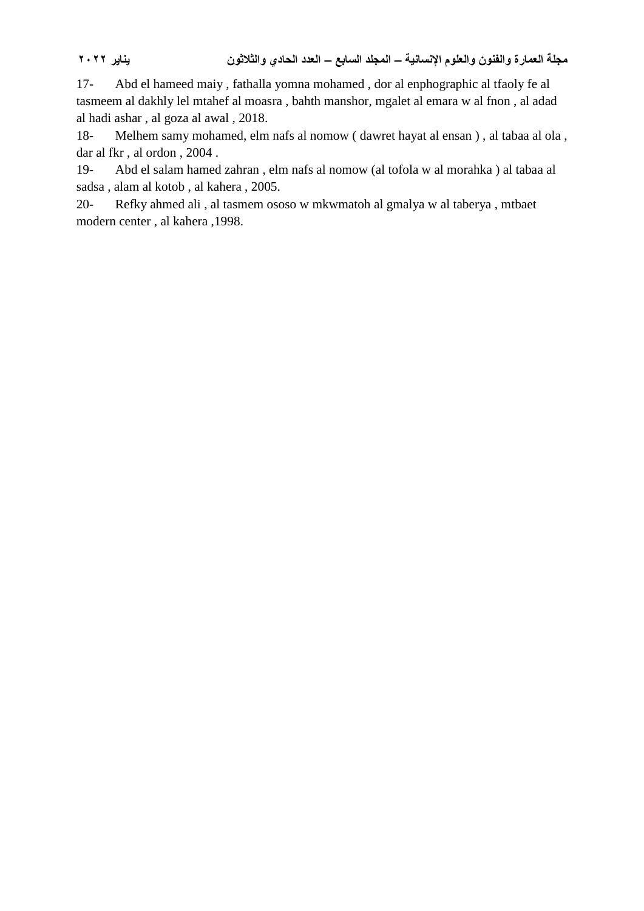17- Abd el hameed maiy , fathalla yomna mohamed , dor al enphographic al tfaoly fe al tasmeem al dakhly lel mtahef al moasra , bahth manshor, mgalet al emara w al fnon , al adad al hadi ashar , al goza al awal , 2018.

18- Melhem samy mohamed, elm nafs al nomow ( dawret hayat al ensan ) , al tabaa al ola , dar al fkr , al ordon , 2004 .

19- Abd el salam hamed zahran , elm nafs al nomow (al tofola w al morahka ) al tabaa al sadsa , alam al kotob , al kahera , 2005.

20- Refky ahmed ali , al tasmem ososo w mkwmatoh al gmalya w al taberya , mtbaet modern center , al kahera ,1998.